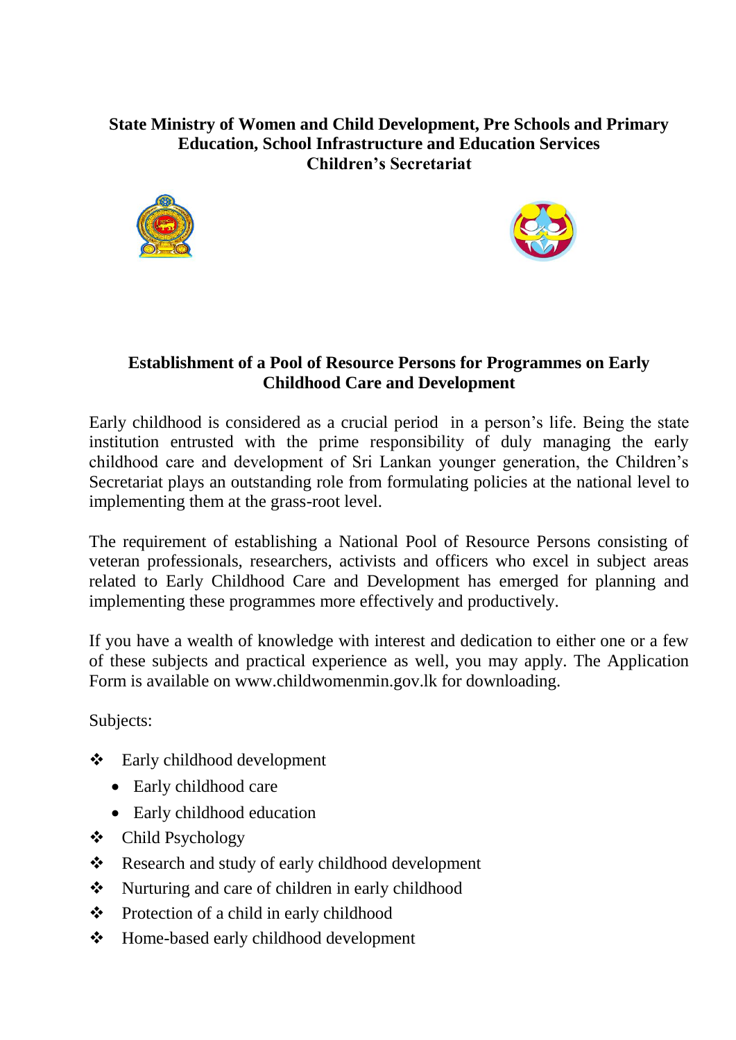**State Ministry of Women and Child Development, Pre Schools and Primary Education, School Infrastructure and Education Services**
**Children's Secretariat**

## Establishment of a Pool of Resource Persons for Programmes on Early Childhood Care and Development

Early childhood is considered as a crucial period in a person's life. Being the state institution entrusted with the prime responsibility of duly managing the early childhood care and development of Sri Lankan younger generation, the Children's Secretariat plays an outstanding role from formulating policies at the national level to implementing them at the grass-root level.

The requirement of establishing a National Pool of Resource Persons consisting of veteran professionals, researchers, activists and officers who excel in subject areas related to Early Childhood Care and Development has emerged for planning and implementing these programmes more effectively and productively.

If you have a wealth of knowledge with interest and dedication to either one or a few of these subjects and practical experience as well, you may apply. The Application Form is available on www.childwomenmin.gov.lk for downloading.

Subjects:

- Early childhood development
  - Early childhood care
  - Early childhood education
- Child Psychology
- Research and study of early childhood development
- Nurturing and care of children in early childhood
- Protection of a child in early childhood
- Home-based early childhood development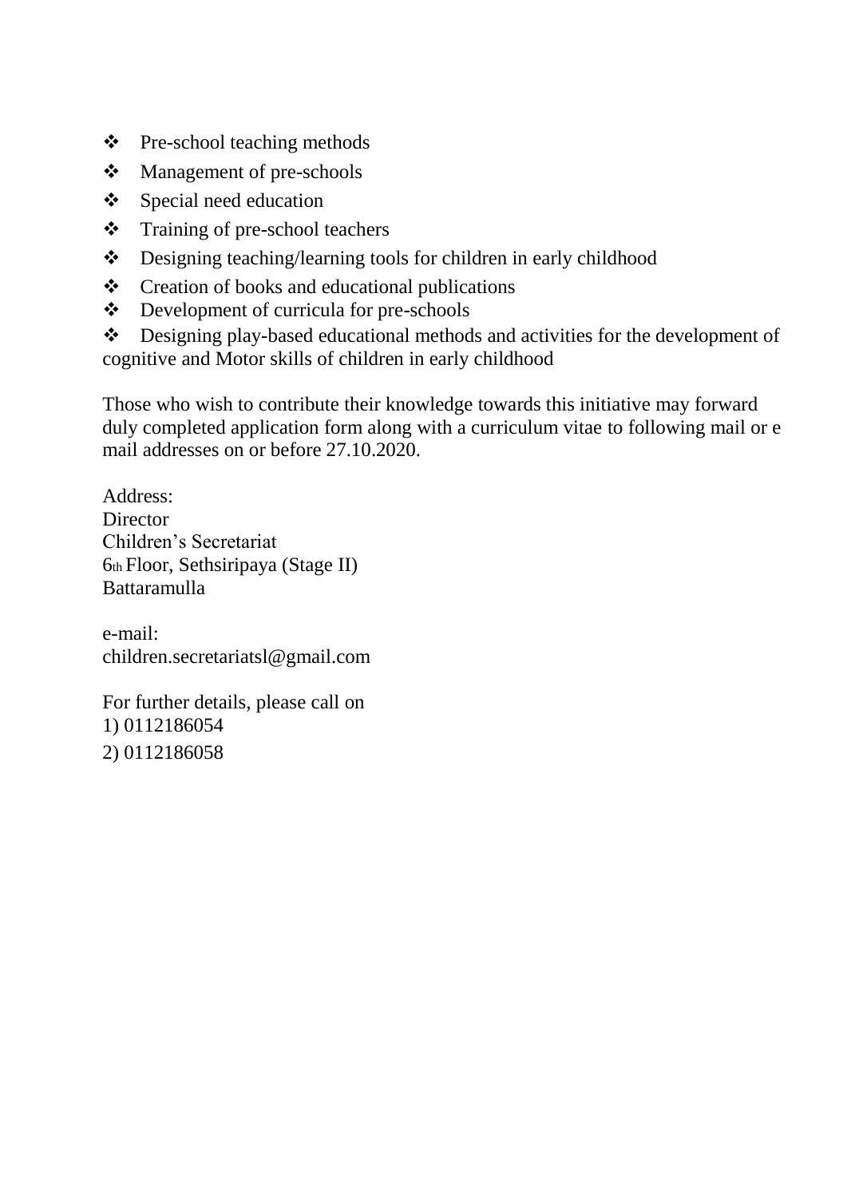- Pre-school teaching methods
- Management of pre-schools
- Special need education
- Training of pre-school teachers
- Designing teaching/learning tools for children in early childhood
- Creation of books and educational publications
- Development of curricula for pre-schools
- Designing play-based educational methods and activities for the development of cognitive and Motor skills of children in early childhood

Those who wish to contribute their knowledge towards this initiative may forward duly completed application form along with a curriculum vitae to following mail or e mail addresses on or before 27.10.2020.

Address:
Director
Children's Secretariat
6th Floor, Sethsiripaya (Stage II)
Battaramulla

e-mail:
children.secretariatsl@gmail.com

For further details, please call on
1) 0112186054
2) 0112186058